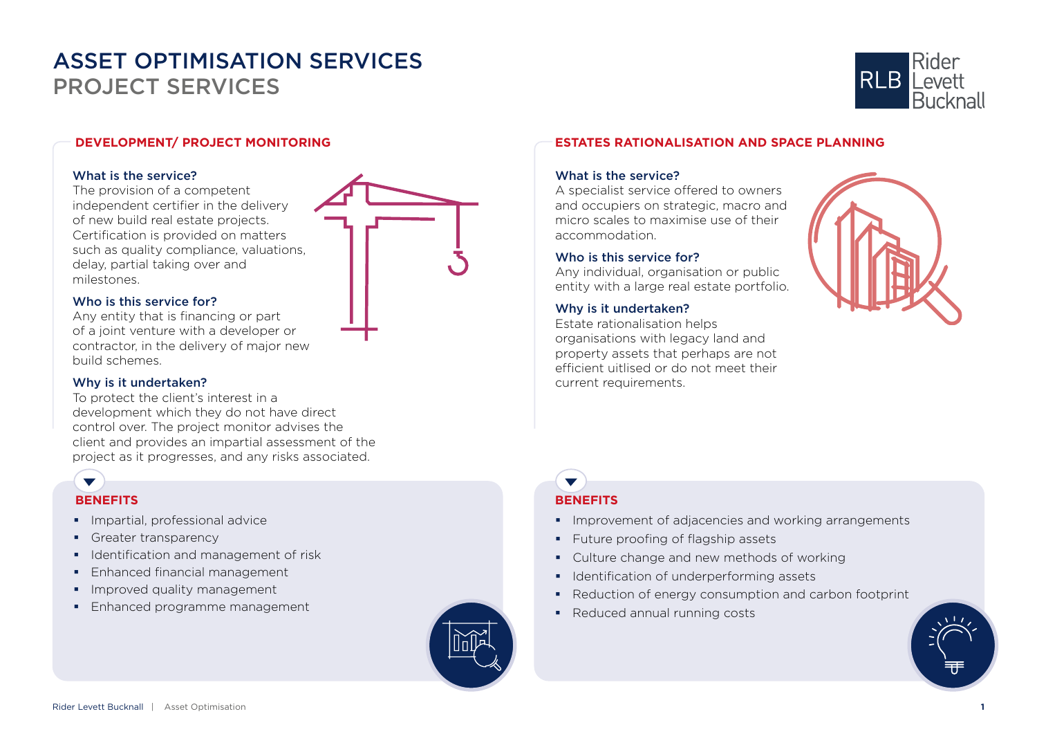# ASSET OPTIMISATION SERVICES

## PROJECT SERVICES

### DEVELOPMENT/ PROJECT MONITORING

**What is the service?**

The provision of a competent independent certifier in the delivery of new build real estate projects. Certification is provided on matters such as quality compliance, valuations, delay, partial taking over and milestones.

**Who is this service for?**

Any entity that is financing or part of a joint venture with a developer or contractor, in the delivery of major new build schemes.

**Why is it undertaken?**

To protect the client's interest in a development which they do not have direct control over. The project monitor advises the client and provides an impartial assessment of the project as it progresses, and any risks associated.

**BENEFITS**

- Impartial, professional advice
- Greater transparency
- Identification and management of risk
- Enhanced financial management
- Improved quality management
- Enhanced programme management

### ESTATES RATIONALISATION AND SPACE PLANNING

**What is the service?**

A specialist service offered to owners and occupiers on strategic, macro and micro scales to maximise use of their accommodation.

**Who is this service for?**

Any individual, organisation or public entity with a large real estate portfolio.

**Why is it undertaken?**

Estate rationalisation helps organisations with legacy land and property assets that perhaps are not efficient uitlised or do not meet their current requirements.

**BENEFITS**

- Improvement of adjacencies and working arrangements
- Future proofing of flagship assets
- Culture change and new methods of working
- Identification of underperforming assets
- Reduction of energy consumption and carbon footprint
- Reduced annual running costs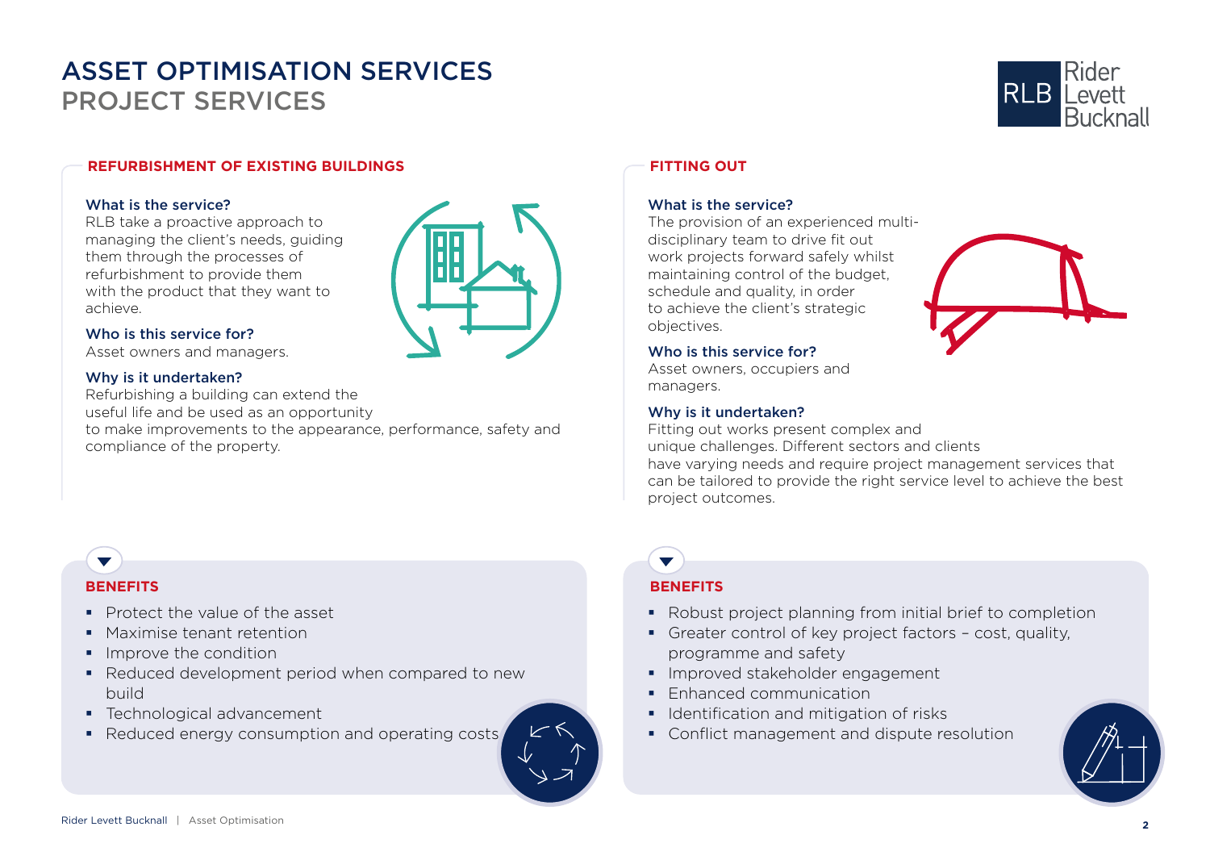# ASSET OPTIMISATION SERVICES
## PROJECT SERVICES

### REFURBISHMENT OF EXISTING BUILDINGS

**What is the service?**
RLB take a proactive approach to managing the client's needs, guiding them through the processes of refurbishment to provide them with the product that they want to achieve.

**Who is this service for?**
Asset owners and managers.

**Why is it undertaken?**
Refurbishing a building can extend the useful life and be used as an opportunity to make improvements to the appearance, performance, safety and compliance of the property.

#### BENEFITS

- Protect the value of the asset
- Maximise tenant retention
- Improve the condition
- Reduced development period when compared to new build
- Technological advancement
- Reduced energy consumption and operating costs

### FITTING OUT

**What is the service?**
The provision of an experienced multi-disciplinary team to drive fit out work projects forward safely whilst maintaining control of the budget, schedule and quality, in order to achieve the client's strategic objectives.

**Who is this service for?**
Asset owners, occupiers and managers.

**Why is it undertaken?**
Fitting out works present complex and unique challenges. Different sectors and clients have varying needs and require project management services that can be tailored to provide the right service level to achieve the best project outcomes.

#### BENEFITS

- Robust project planning from initial brief to completion
- Greater control of key project factors – cost, quality, programme and safety
- Improved stakeholder engagement
- Enhanced communication
- Identification and mitigation of risks
- Conflict management and dispute resolution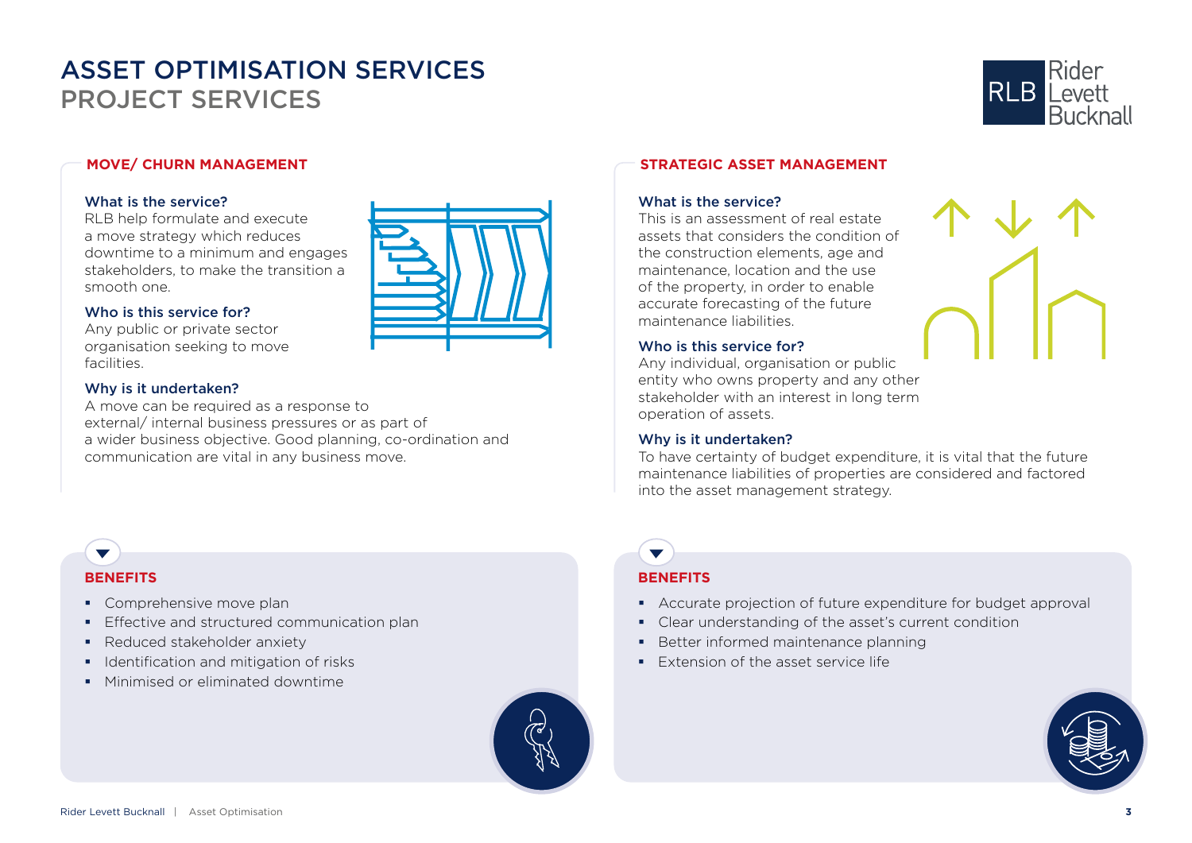# ASSET OPTIMISATION SERVICES
## PROJECT SERVICES

### MOVE/ CHURN MANAGEMENT

**What is the service?**
RLB help formulate and execute a move strategy which reduces downtime to a minimum and engages stakeholders, to make the transition a smooth one.

**Who is this service for?**
Any public or private sector organisation seeking to move facilities.

**Why is it undertaken?**
A move can be required as a response to external/ internal business pressures or as part of a wider business objective. Good planning, co-ordination and communication are vital in any business move.

#### BENEFITS

- Comprehensive move plan
- Effective and structured communication plan
- Reduced stakeholder anxiety
- Identification and mitigation of risks
- Minimised or eliminated downtime

### STRATEGIC ASSET MANAGEMENT

**What is the service?**
This is an assessment of real estate assets that considers the condition of the construction elements, age and maintenance, location and the use of the property, in order to enable accurate forecasting of the future maintenance liabilities.

**Who is this service for?**
Any individual, organisation or public entity who owns property and any other stakeholder with an interest in long term operation of assets.

**Why is it undertaken?**
To have certainty of budget expenditure, it is vital that the future maintenance liabilities of properties are considered and factored into the asset management strategy.

#### BENEFITS

- Accurate projection of future expenditure for budget approval
- Clear understanding of the asset's current condition
- Better informed maintenance planning
- Extension of the asset service life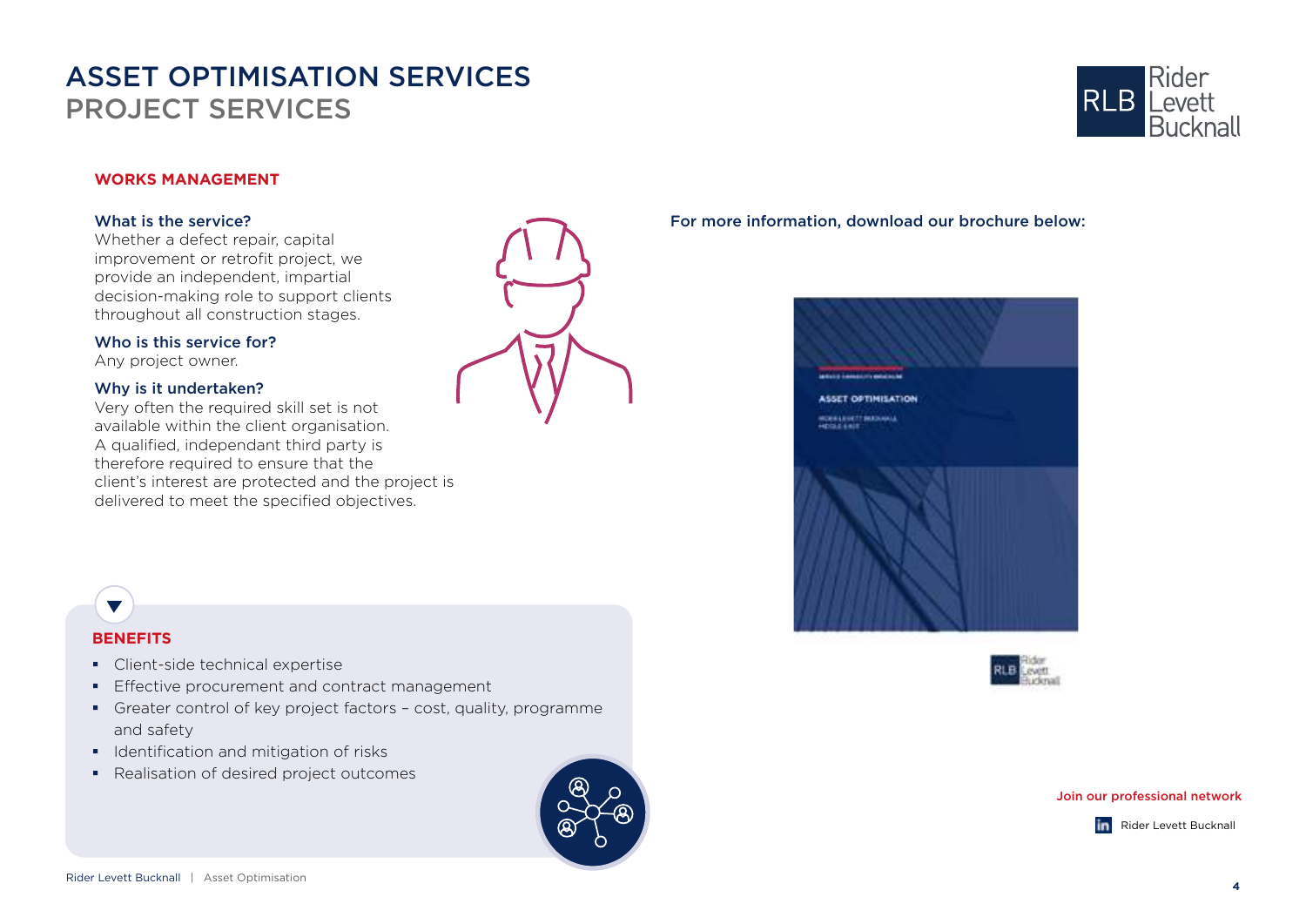# ASSET OPTIMISATION SERVICES
## PROJECT SERVICES

### WORKS MANAGEMENT

**What is the service?**
Whether a defect repair, capital improvement or retrofit project, we provide an independent, impartial decision-making role to support clients throughout all construction stages.

**Who is this service for?**
Any project owner.

**Why is it undertaken?**
Very often the required skill set is not available within the client organisation. A qualified, independant third party is therefore required to ensure that the client's interest are protected and the project is delivered to meet the specified objectives.

### BENEFITS

- Client-side technical expertise
- Effective procurement and contract management
- Greater control of key project factors – cost, quality, programme and safety
- Identification and mitigation of risks
- Realisation of desired project outcomes

For more information, download our brochure below:

Join our professional network

Rider Levett Bucknall